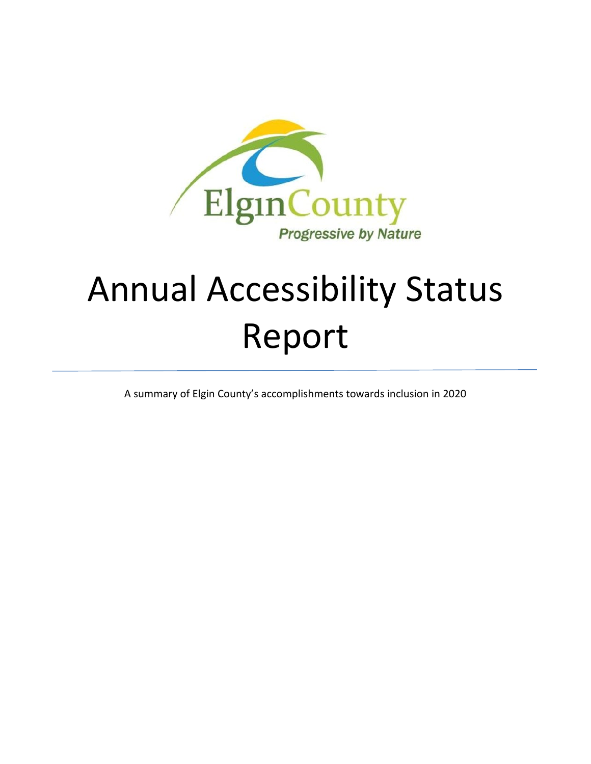ElginCounty

*Progressive by Nature*

# Annual Accessibility Status Report

A summary of Elgin County's accomplishments towards inclusion in 2020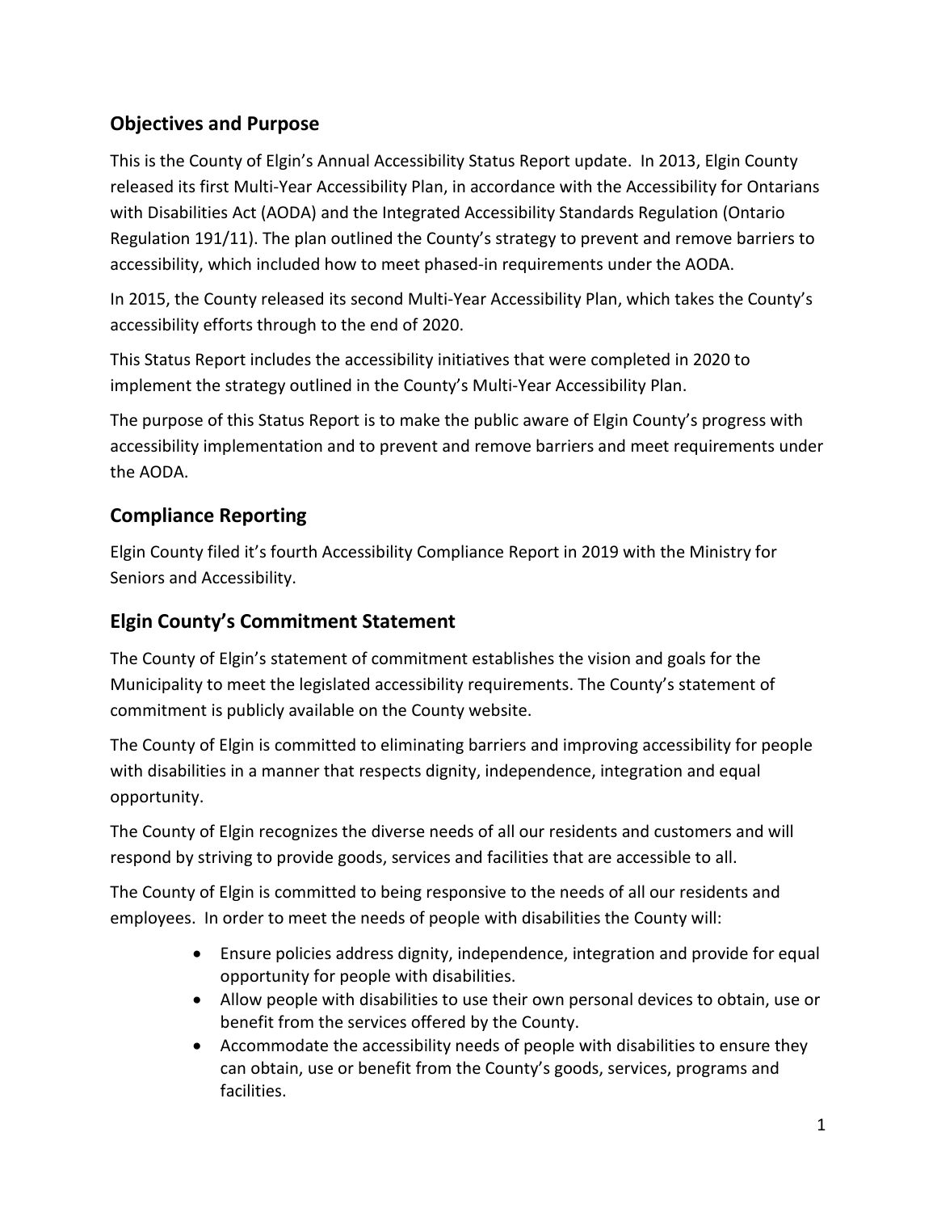## Objectives and Purpose

This is the County of Elgin's Annual Accessibility Status Report update. In 2013, Elgin County released its first Multi-Year Accessibility Plan, in accordance with the Accessibility for Ontarians with Disabilities Act (AODA) and the Integrated Accessibility Standards Regulation (Ontario Regulation 191/11). The plan outlined the County's strategy to prevent and remove barriers to accessibility, which included how to meet phased-in requirements under the AODA.

In 2015, the County released its second Multi-Year Accessibility Plan, which takes the County's accessibility efforts through to the end of 2020.

This Status Report includes the accessibility initiatives that were completed in 2020 to implement the strategy outlined in the County's Multi-Year Accessibility Plan.

The purpose of this Status Report is to make the public aware of Elgin County's progress with accessibility implementation and to prevent and remove barriers and meet requirements under the AODA.

## Compliance Reporting

Elgin County filed it's fourth Accessibility Compliance Report in 2019 with the Ministry for Seniors and Accessibility.

## Elgin County's Commitment Statement

The County of Elgin's statement of commitment establishes the vision and goals for the Municipality to meet the legislated accessibility requirements. The County's statement of commitment is publicly available on the County website.

The County of Elgin is committed to eliminating barriers and improving accessibility for people with disabilities in a manner that respects dignity, independence, integration and equal opportunity.

The County of Elgin recognizes the diverse needs of all our residents and customers and will respond by striving to provide goods, services and facilities that are accessible to all.

The County of Elgin is committed to being responsive to the needs of all our residents and employees. In order to meet the needs of people with disabilities the County will:

- Ensure policies address dignity, independence, integration and provide for equal opportunity for people with disabilities.
- Allow people with disabilities to use their own personal devices to obtain, use or benefit from the services offered by the County.
- Accommodate the accessibility needs of people with disabilities to ensure they can obtain, use or benefit from the County's goods, services, programs and facilities.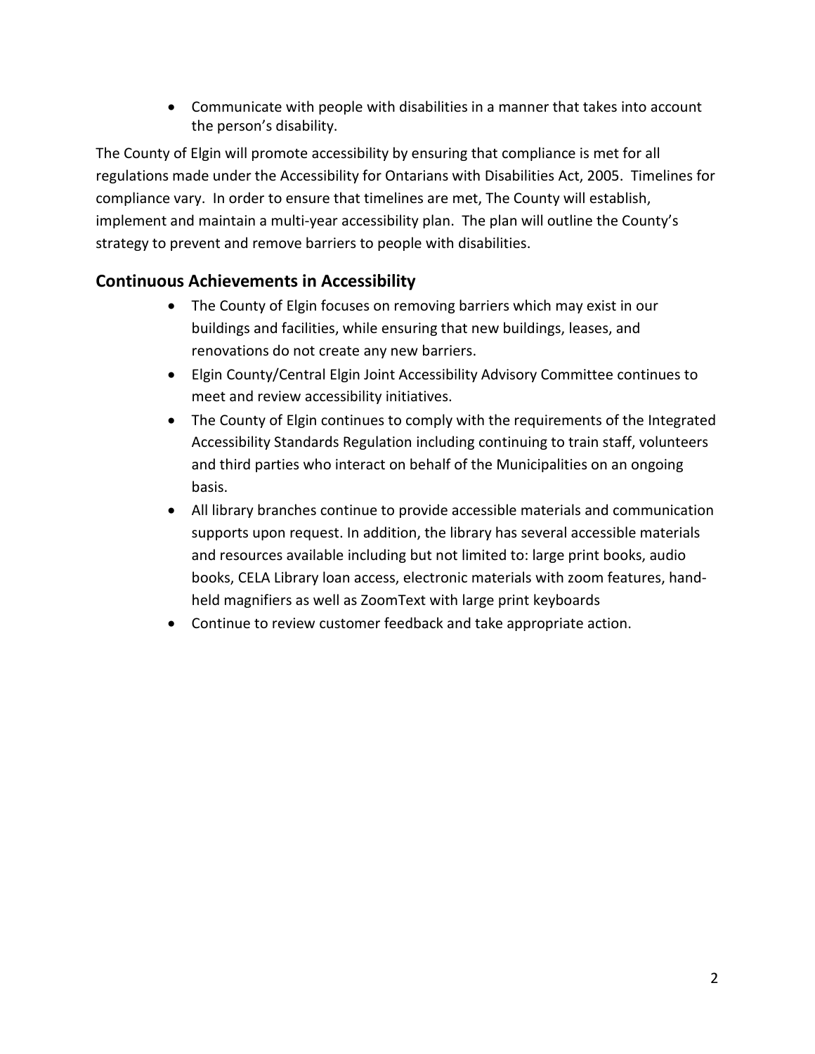- Communicate with people with disabilities in a manner that takes into account the person's disability.

The County of Elgin will promote accessibility by ensuring that compliance is met for all regulations made under the Accessibility for Ontarians with Disabilities Act, 2005. Timelines for compliance vary. In order to ensure that timelines are met, The County will establish, implement and maintain a multi-year accessibility plan. The plan will outline the County's strategy to prevent and remove barriers to people with disabilities.

## Continuous Achievements in Accessibility

- The County of Elgin focuses on removing barriers which may exist in our buildings and facilities, while ensuring that new buildings, leases, and renovations do not create any new barriers.
- Elgin County/Central Elgin Joint Accessibility Advisory Committee continues to meet and review accessibility initiatives.
- The County of Elgin continues to comply with the requirements of the Integrated Accessibility Standards Regulation including continuing to train staff, volunteers and third parties who interact on behalf of the Municipalities on an ongoing basis.
- All library branches continue to provide accessible materials and communication supports upon request. In addition, the library has several accessible materials and resources available including but not limited to: large print books, audio books, CELA Library loan access, electronic materials with zoom features, hand-held magnifiers as well as ZoomText with large print keyboards
- Continue to review customer feedback and take appropriate action.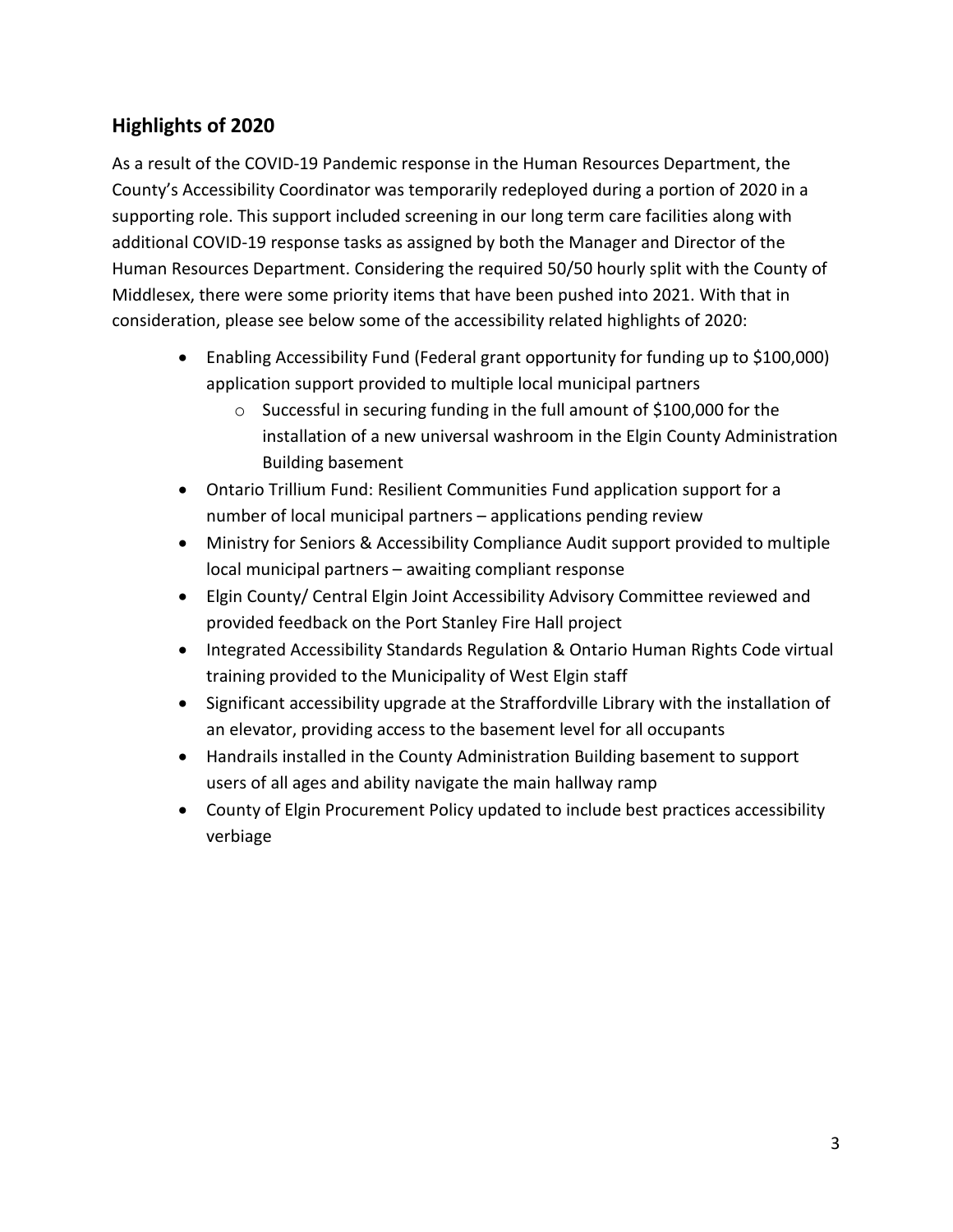## Highlights of 2020

As a result of the COVID-19 Pandemic response in the Human Resources Department, the County's Accessibility Coordinator was temporarily redeployed during a portion of 2020 in a supporting role. This support included screening in our long term care facilities along with additional COVID-19 response tasks as assigned by both the Manager and Director of the Human Resources Department. Considering the required 50/50 hourly split with the County of Middlesex, there were some priority items that have been pushed into 2021. With that in consideration, please see below some of the accessibility related highlights of 2020:

- Enabling Accessibility Fund (Federal grant opportunity for funding up to $100,000) application support provided to multiple local municipal partners
  - Successful in securing funding in the full amount of $100,000 for the installation of a new universal washroom in the Elgin County Administration Building basement
- Ontario Trillium Fund: Resilient Communities Fund application support for a number of local municipal partners – applications pending review
- Ministry for Seniors & Accessibility Compliance Audit support provided to multiple local municipal partners – awaiting compliant response
- Elgin County/ Central Elgin Joint Accessibility Advisory Committee reviewed and provided feedback on the Port Stanley Fire Hall project
- Integrated Accessibility Standards Regulation & Ontario Human Rights Code virtual training provided to the Municipality of West Elgin staff
- Significant accessibility upgrade at the Straffordville Library with the installation of an elevator, providing access to the basement level for all occupants
- Handrails installed in the County Administration Building basement to support users of all ages and ability navigate the main hallway ramp
- County of Elgin Procurement Policy updated to include best practices accessibility verbiage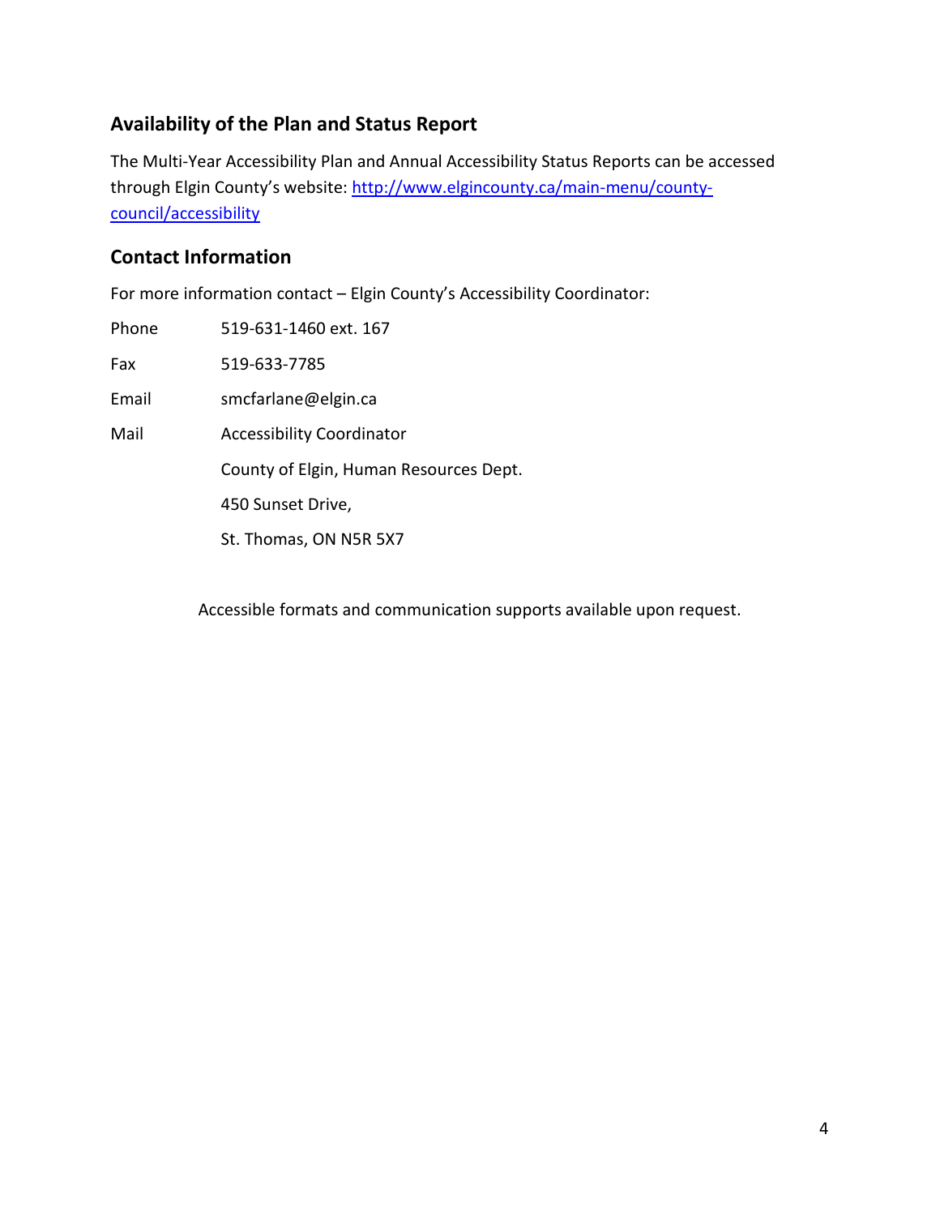## Availability of the Plan and Status Report

The Multi-Year Accessibility Plan and Annual Accessibility Status Reports can be accessed through Elgin County's website: [http://www.elgincounty.ca/main-menu/county-council/accessibility](http://www.elgincounty.ca/main-menu/county-council/accessibility)

## Contact Information

For more information contact – Elgin County's Accessibility Coordinator:

| | |
|---|---|
| Phone | 519-631-1460 ext. 167 |
| Fax | 519-633-7785 |
| Email | smcfarlane@elgin.ca |
| Mail | Accessibility Coordinator |
| | County of Elgin, Human Resources Dept. |
| | 450 Sunset Drive, |
| | St. Thomas, ON N5R 5X7 |

Accessible formats and communication supports available upon request.